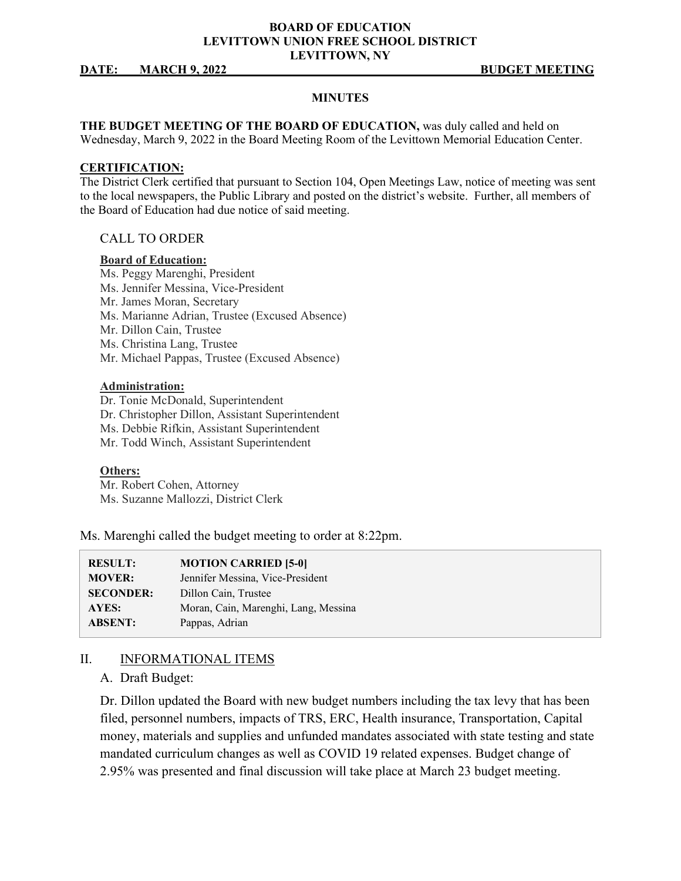**BOARD OF EDUCATION**
**LEVITTOWN UNION FREE SCHOOL DISTRICT**
**LEVITTOWN, NY**

**DATE: MARCH 9, 2022** **BUDGET MEETING**

**MINUTES**

**THE BUDGET MEETING OF THE BOARD OF EDUCATION,** was duly called and held on Wednesday, March 9, 2022 in the Board Meeting Room of the Levittown Memorial Education Center.

**CERTIFICATION:**
The District Clerk certified that pursuant to Section 104, Open Meetings Law, notice of meeting was sent to the local newspapers, the Public Library and posted on the district's website. Further, all members of the Board of Education had due notice of said meeting.

## CALL TO ORDER

**Board of Education:**
Ms. Peggy Marenghi, President
Ms. Jennifer Messina, Vice-President
Mr. James Moran, Secretary
Ms. Marianne Adrian, Trustee (Excused Absence)
Mr. Dillon Cain, Trustee
Ms. Christina Lang, Trustee
Mr. Michael Pappas, Trustee (Excused Absence)

**Administration:**
Dr. Tonie McDonald, Superintendent
Dr. Christopher Dillon, Assistant Superintendent
Ms. Debbie Rifkin, Assistant Superintendent
Mr. Todd Winch, Assistant Superintendent

**Others:**
Mr. Robert Cohen, Attorney
Ms. Suzanne Mallozzi, District Clerk

Ms. Marenghi called the budget meeting to order at 8:22pm.

| | |
|---|---|
| **RESULT:** | **MOTION CARRIED [5-0]** |
| **MOVER:** | Jennifer Messina, Vice-President |
| **SECONDER:** | Dillon Cain, Trustee |
| **AYES:** | Moran, Cain, Marenghi, Lang, Messina |
| **ABSENT:** | Pappas, Adrian |

## II. INFORMATIONAL ITEMS

A. Draft Budget:

Dr. Dillon updated the Board with new budget numbers including the tax levy that has been filed, personnel numbers, impacts of TRS, ERC, Health insurance, Transportation, Capital money, materials and supplies and unfunded mandates associated with state testing and state mandated curriculum changes as well as COVID 19 related expenses. Budget change of 2.95% was presented and final discussion will take place at March 23 budget meeting.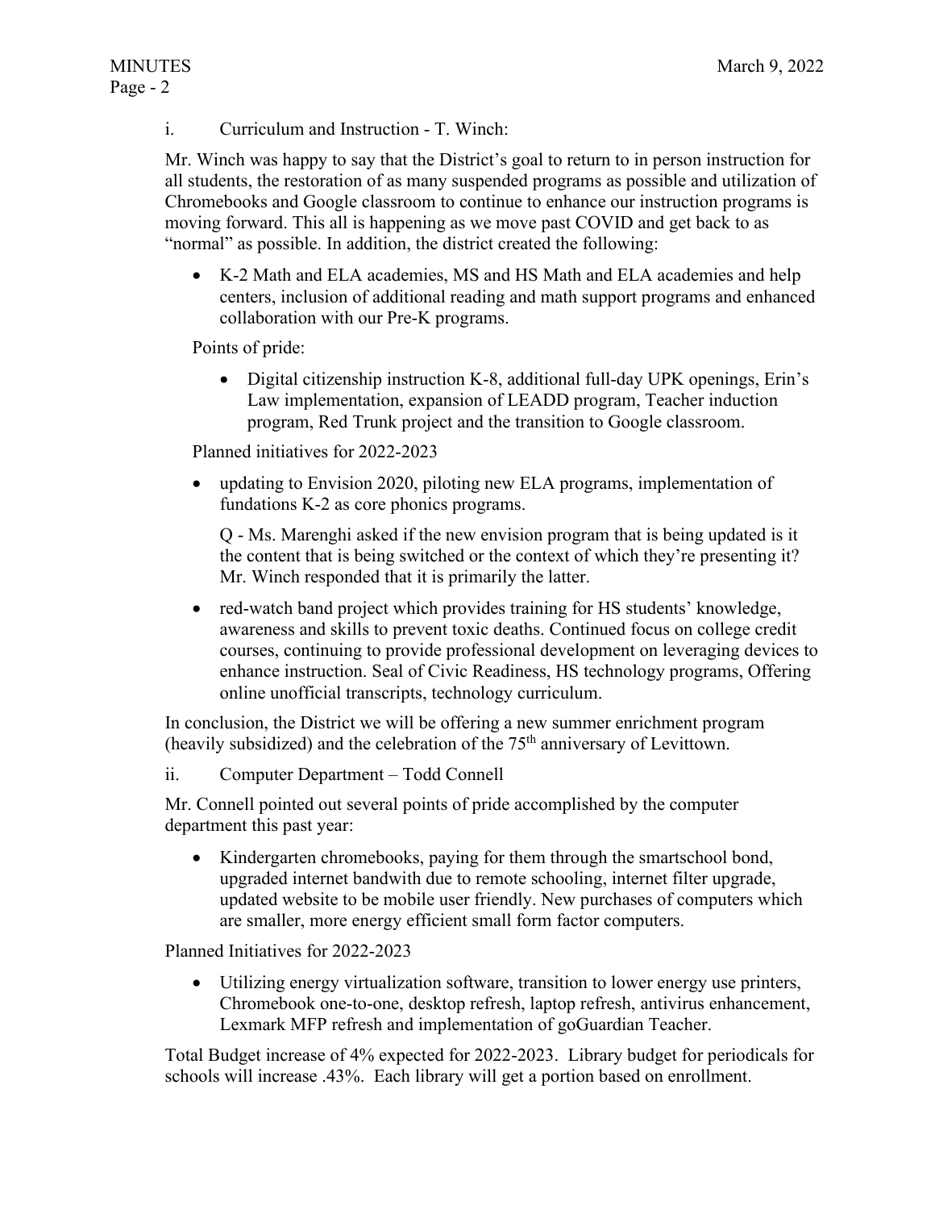i. Curriculum and Instruction - T. Winch:

Mr. Winch was happy to say that the District's goal to return to in person instruction for all students, the restoration of as many suspended programs as possible and utilization of Chromebooks and Google classroom to continue to enhance our instruction programs is moving forward. This all is happening as we move past COVID and get back to as "normal" as possible. In addition, the district created the following:

- K-2 Math and ELA academies, MS and HS Math and ELA academies and help centers, inclusion of additional reading and math support programs and enhanced collaboration with our Pre-K programs.

Points of pride:

- Digital citizenship instruction K-8, additional full-day UPK openings, Erin's Law implementation, expansion of LEADD program, Teacher induction program, Red Trunk project and the transition to Google classroom.

Planned initiatives for 2022-2023

- updating to Envision 2020, piloting new ELA programs, implementation of fundations K-2 as core phonics programs.

  Q - Ms. Marenghi asked if the new envision program that is being updated is it the content that is being switched or the context of which they're presenting it? Mr. Winch responded that it is primarily the latter.

- red-watch band project which provides training for HS students' knowledge, awareness and skills to prevent toxic deaths. Continued focus on college credit courses, continuing to provide professional development on leveraging devices to enhance instruction. Seal of Civic Readiness, HS technology programs, Offering online unofficial transcripts, technology curriculum.

In conclusion, the District we will be offering a new summer enrichment program (heavily subsidized) and the celebration of the 75th anniversary of Levittown.

ii. Computer Department – Todd Connell

Mr. Connell pointed out several points of pride accomplished by the computer department this past year:

- Kindergarten chromebooks, paying for them through the smartschool bond, upgraded internet bandwith due to remote schooling, internet filter upgrade, updated website to be mobile user friendly. New purchases of computers which are smaller, more energy efficient small form factor computers.

Planned Initiatives for 2022-2023

- Utilizing energy virtualization software, transition to lower energy use printers, Chromebook one-to-one, desktop refresh, laptop refresh, antivirus enhancement, Lexmark MFP refresh and implementation of goGuardian Teacher.

Total Budget increase of 4% expected for 2022-2023. Library budget for periodicals for schools will increase .43%. Each library will get a portion based on enrollment.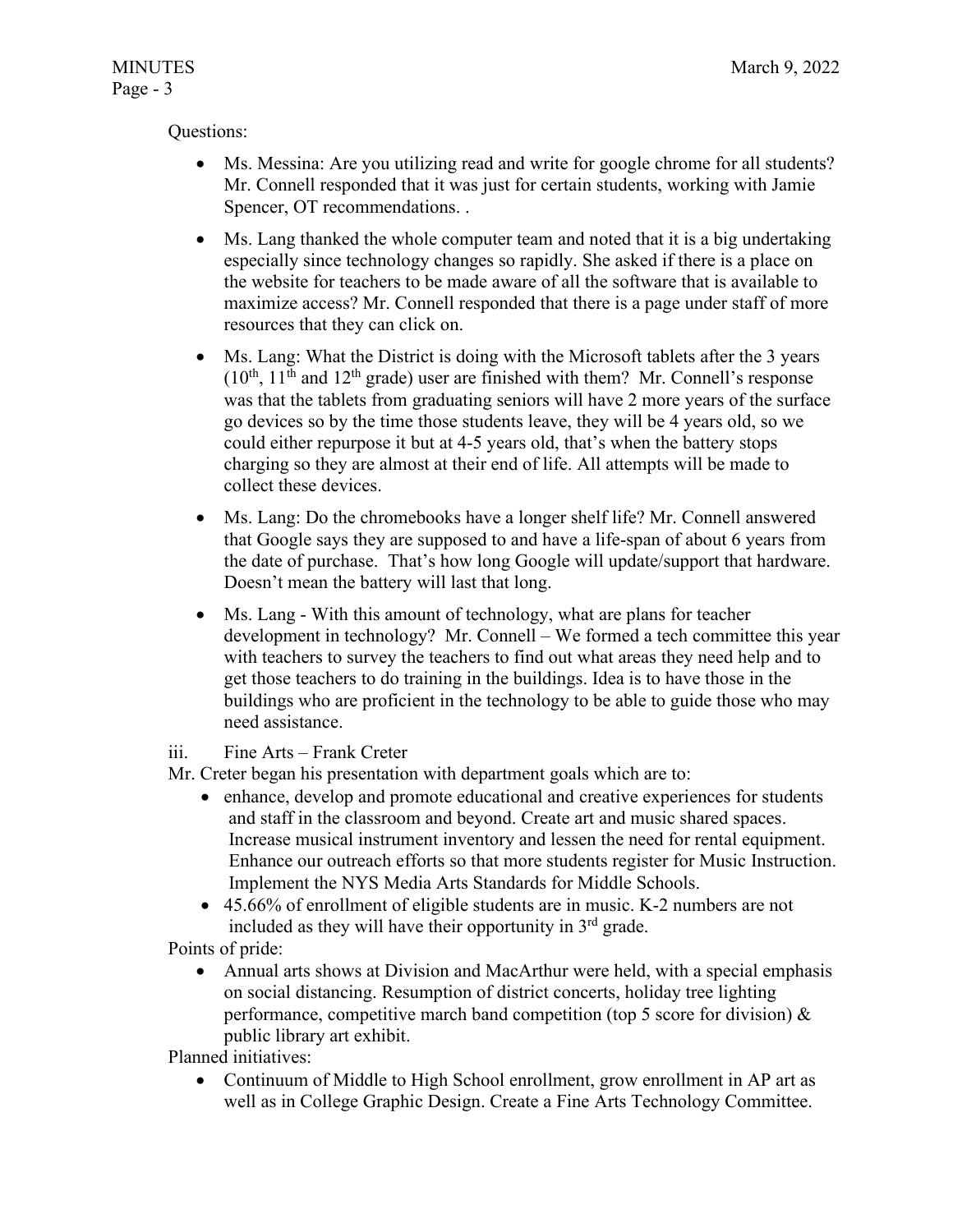Questions:

- Ms. Messina: Are you utilizing read and write for google chrome for all students? Mr. Connell responded that it was just for certain students, working with Jamie Spencer, OT recommendations. .
- Ms. Lang thanked the whole computer team and noted that it is a big undertaking especially since technology changes so rapidly. She asked if there is a place on the website for teachers to be made aware of all the software that is available to maximize access? Mr. Connell responded that there is a page under staff of more resources that they can click on.
- Ms. Lang: What the District is doing with the Microsoft tablets after the 3 years (10th, 11th and 12th grade) user are finished with them? Mr. Connell's response was that the tablets from graduating seniors will have 2 more years of the surface go devices so by the time those students leave, they will be 4 years old, so we could either repurpose it but at 4-5 years old, that's when the battery stops charging so they are almost at their end of life. All attempts will be made to collect these devices.
- Ms. Lang: Do the chromebooks have a longer shelf life? Mr. Connell answered that Google says they are supposed to and have a life-span of about 6 years from the date of purchase. That's how long Google will update/support that hardware. Doesn't mean the battery will last that long.
- Ms. Lang - With this amount of technology, what are plans for teacher development in technology? Mr. Connell – We formed a tech committee this year with teachers to survey the teachers to find out what areas they need help and to get those teachers to do training in the buildings. Idea is to have those in the buildings who are proficient in the technology to be able to guide those who may need assistance.

iii. Fine Arts – Frank Creter

Mr. Creter began his presentation with department goals which are to:

- enhance, develop and promote educational and creative experiences for students and staff in the classroom and beyond. Create art and music shared spaces. Increase musical instrument inventory and lessen the need for rental equipment. Enhance our outreach efforts so that more students register for Music Instruction. Implement the NYS Media Arts Standards for Middle Schools.
- 45.66% of enrollment of eligible students are in music. K-2 numbers are not included as they will have their opportunity in 3rd grade.

Points of pride:

- Annual arts shows at Division and MacArthur were held, with a special emphasis on social distancing. Resumption of district concerts, holiday tree lighting performance, competitive march band competition (top 5 score for division) & public library art exhibit.

Planned initiatives:

- Continuum of Middle to High School enrollment, grow enrollment in AP art as well as in College Graphic Design. Create a Fine Arts Technology Committee.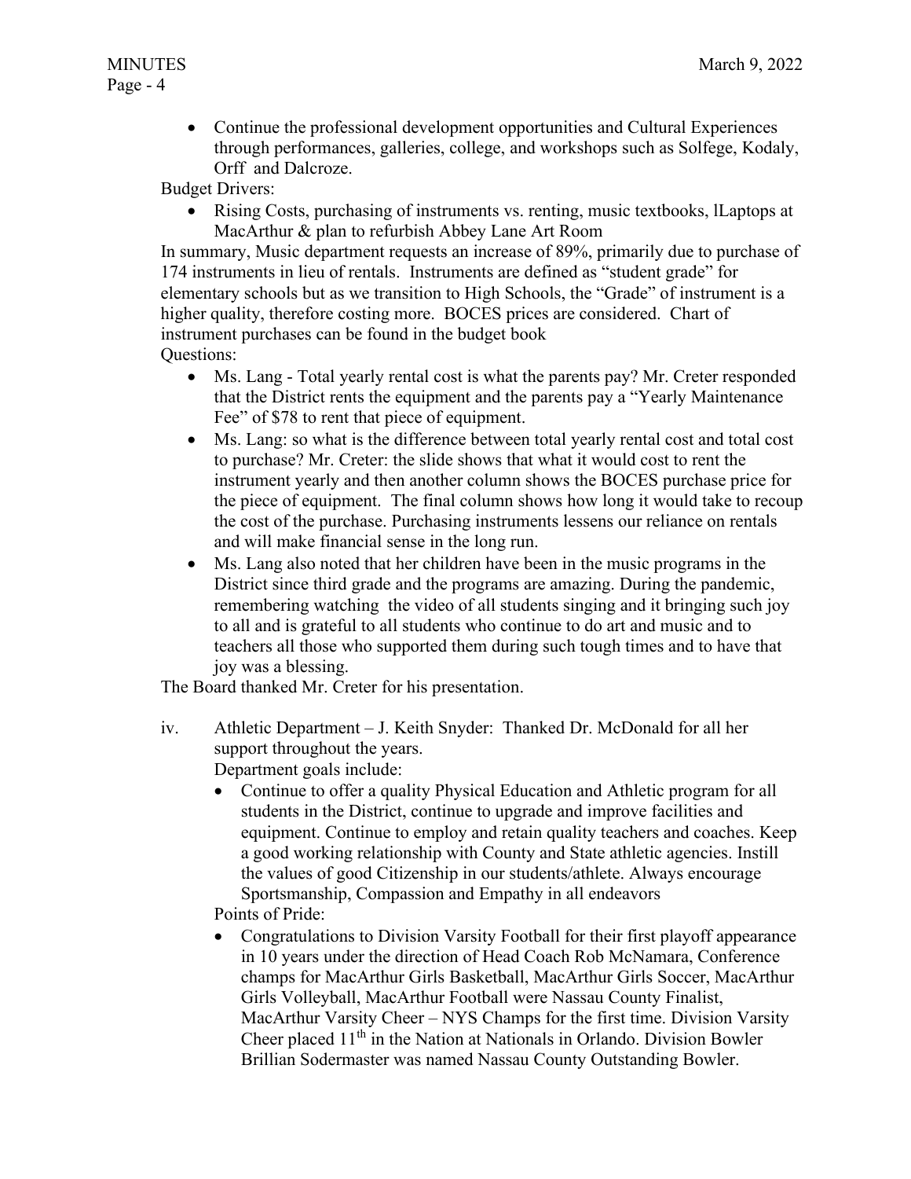- Continue the professional development opportunities and Cultural Experiences through performances, galleries, college, and workshops such as Solfege, Kodaly, Orff and Dalcroze.

Budget Drivers:

- Rising Costs, purchasing of instruments vs. renting, music textbooks, lLaptops at MacArthur & plan to refurbish Abbey Lane Art Room

In summary, Music department requests an increase of 89%, primarily due to purchase of 174 instruments in lieu of rentals. Instruments are defined as "student grade" for elementary schools but as we transition to High Schools, the "Grade" of instrument is a higher quality, therefore costing more. BOCES prices are considered. Chart of instrument purchases can be found in the budget book

Questions:

- Ms. Lang - Total yearly rental cost is what the parents pay? Mr. Creter responded that the District rents the equipment and the parents pay a "Yearly Maintenance Fee" of $78 to rent that piece of equipment.
- Ms. Lang: so what is the difference between total yearly rental cost and total cost to purchase? Mr. Creter: the slide shows that what it would cost to rent the instrument yearly and then another column shows the BOCES purchase price for the piece of equipment. The final column shows how long it would take to recoup the cost of the purchase. Purchasing instruments lessens our reliance on rentals and will make financial sense in the long run.
- Ms. Lang also noted that her children have been in the music programs in the District since third grade and the programs are amazing. During the pandemic, remembering watching the video of all students singing and it bringing such joy to all and is grateful to all students who continue to do art and music and to teachers all those who supported them during such tough times and to have that joy was a blessing.

The Board thanked Mr. Creter for his presentation.

iv. Athletic Department – J. Keith Snyder: Thanked Dr. McDonald for all her support throughout the years.

Department goals include:

- Continue to offer a quality Physical Education and Athletic program for all students in the District, continue to upgrade and improve facilities and equipment. Continue to employ and retain quality teachers and coaches. Keep a good working relationship with County and State athletic agencies. Instill the values of good Citizenship in our students/athlete. Always encourage Sportsmanship, Compassion and Empathy in all endeavors

Points of Pride:

- Congratulations to Division Varsity Football for their first playoff appearance in 10 years under the direction of Head Coach Rob McNamara, Conference champs for MacArthur Girls Basketball, MacArthur Girls Soccer, MacArthur Girls Volleyball, MacArthur Football were Nassau County Finalist, MacArthur Varsity Cheer – NYS Champs for the first time. Division Varsity Cheer placed 11th in the Nation at Nationals in Orlando. Division Bowler Brillian Sodermaster was named Nassau County Outstanding Bowler.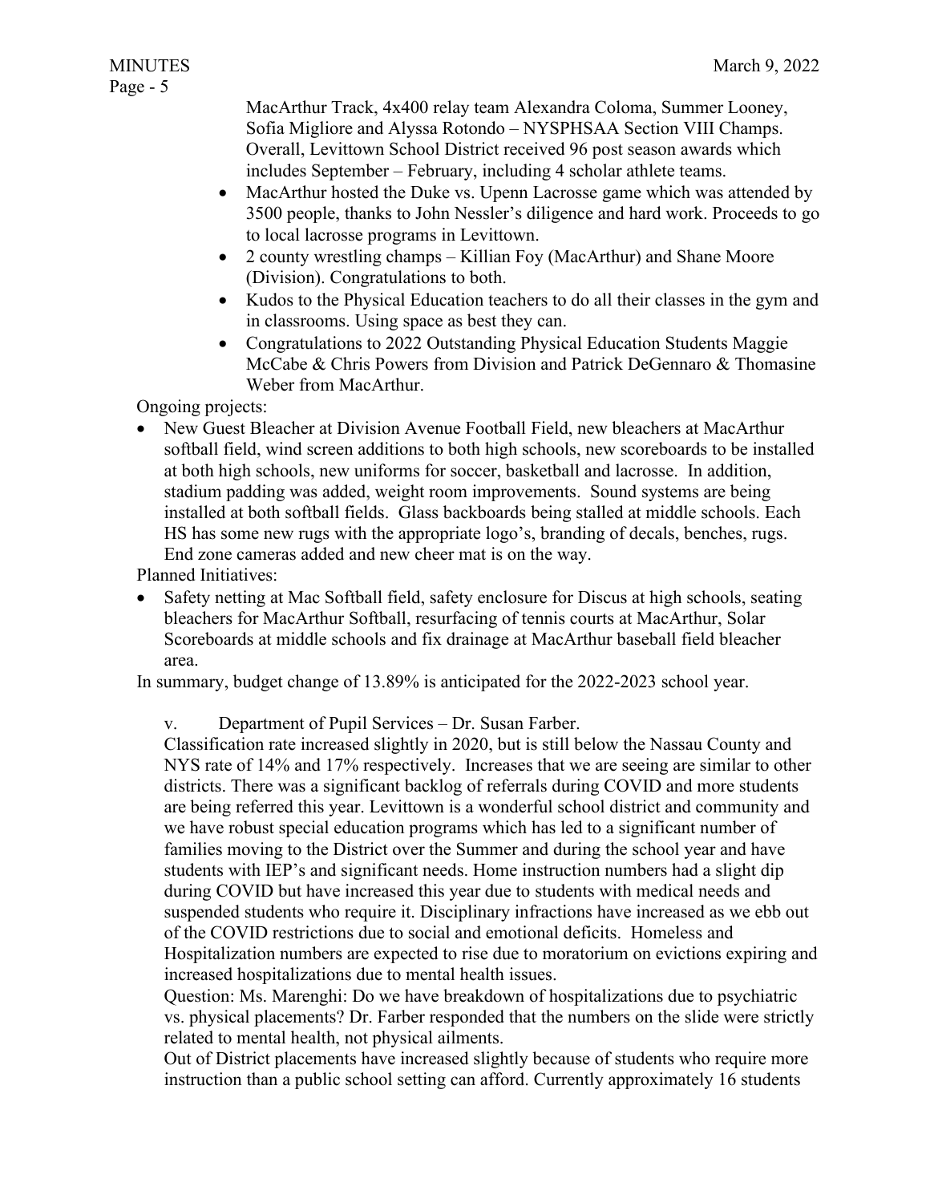MacArthur Track, 4x400 relay team Alexandra Coloma, Summer Looney, Sofia Migliore and Alyssa Rotondo – NYSPHSAA Section VIII Champs. Overall, Levittown School District received 96 post season awards which includes September – February, including 4 scholar athlete teams.

- MacArthur hosted the Duke vs. Upenn Lacrosse game which was attended by 3500 people, thanks to John Nessler's diligence and hard work. Proceeds to go to local lacrosse programs in Levittown.
- 2 county wrestling champs – Killian Foy (MacArthur) and Shane Moore (Division). Congratulations to both.
- Kudos to the Physical Education teachers to do all their classes in the gym and in classrooms. Using space as best they can.
- Congratulations to 2022 Outstanding Physical Education Students Maggie McCabe & Chris Powers from Division and Patrick DeGennaro & Thomasine Weber from MacArthur.

Ongoing projects:

- New Guest Bleacher at Division Avenue Football Field, new bleachers at MacArthur softball field, wind screen additions to both high schools, new scoreboards to be installed at both high schools, new uniforms for soccer, basketball and lacrosse. In addition, stadium padding was added, weight room improvements. Sound systems are being installed at both softball fields. Glass backboards being stalled at middle schools. Each HS has some new rugs with the appropriate logo's, branding of decals, benches, rugs. End zone cameras added and new cheer mat is on the way.

Planned Initiatives:

- Safety netting at Mac Softball field, safety enclosure for Discus at high schools, seating bleachers for MacArthur Softball, resurfacing of tennis courts at MacArthur, Solar Scoreboards at middle schools and fix drainage at MacArthur baseball field bleacher area.

In summary, budget change of 13.89% is anticipated for the 2022-2023 school year.

v. Department of Pupil Services – Dr. Susan Farber.

Classification rate increased slightly in 2020, but is still below the Nassau County and NYS rate of 14% and 17% respectively. Increases that we are seeing are similar to other districts. There was a significant backlog of referrals during COVID and more students are being referred this year. Levittown is a wonderful school district and community and we have robust special education programs which has led to a significant number of families moving to the District over the Summer and during the school year and have students with IEP's and significant needs. Home instruction numbers had a slight dip during COVID but have increased this year due to students with medical needs and suspended students who require it. Disciplinary infractions have increased as we ebb out of the COVID restrictions due to social and emotional deficits. Homeless and Hospitalization numbers are expected to rise due to moratorium on evictions expiring and increased hospitalizations due to mental health issues.

Question: Ms. Marenghi: Do we have breakdown of hospitalizations due to psychiatric vs. physical placements? Dr. Farber responded that the numbers on the slide were strictly related to mental health, not physical ailments.

Out of District placements have increased slightly because of students who require more instruction than a public school setting can afford. Currently approximately 16 students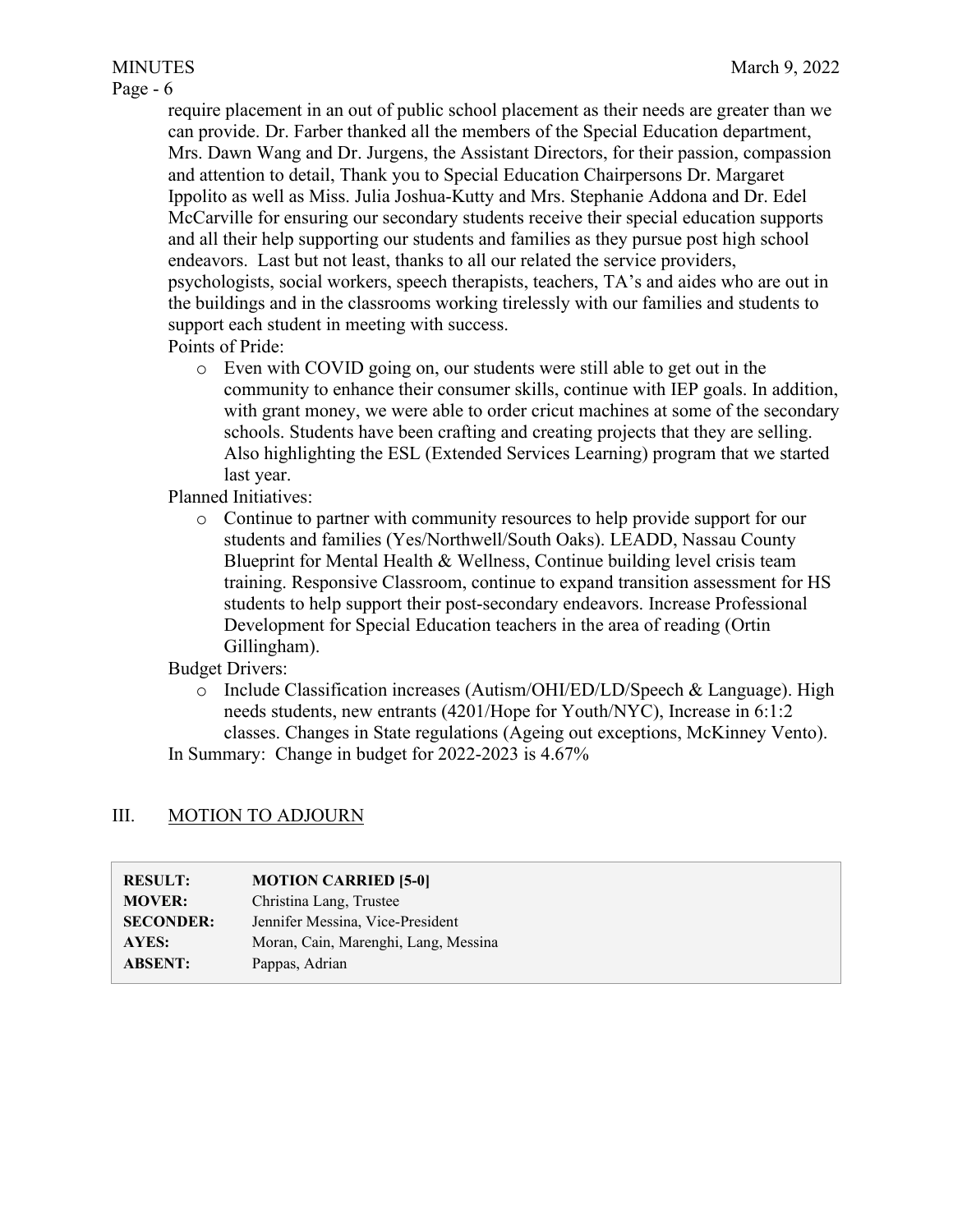require placement in an out of public school placement as their needs are greater than we can provide. Dr. Farber thanked all the members of the Special Education department, Mrs. Dawn Wang and Dr. Jurgens, the Assistant Directors, for their passion, compassion and attention to detail, Thank you to Special Education Chairpersons Dr. Margaret Ippolito as well as Miss. Julia Joshua-Kutty and Mrs. Stephanie Addona and Dr. Edel McCarville for ensuring our secondary students receive their special education supports and all their help supporting our students and families as they pursue post high school endeavors. Last but not least, thanks to all our related the service providers, psychologists, social workers, speech therapists, teachers, TA's and aides who are out in the buildings and in the classrooms working tirelessly with our families and students to support each student in meeting with success.

Points of Pride:

- Even with COVID going on, our students were still able to get out in the community to enhance their consumer skills, continue with IEP goals. In addition, with grant money, we were able to order cricut machines at some of the secondary schools. Students have been crafting and creating projects that they are selling. Also highlighting the ESL (Extended Services Learning) program that we started last year.

Planned Initiatives:

- Continue to partner with community resources to help provide support for our students and families (Yes/Northwell/South Oaks). LEADD, Nassau County Blueprint for Mental Health & Wellness, Continue building level crisis team training. Responsive Classroom, continue to expand transition assessment for HS students to help support their post-secondary endeavors. Increase Professional Development for Special Education teachers in the area of reading (Ortin Gillingham).

Budget Drivers:

- Include Classification increases (Autism/OHI/ED/LD/Speech & Language). High needs students, new entrants (4201/Hope for Youth/NYC), Increase in 6:1:2 classes. Changes in State regulations (Ageing out exceptions, McKinney Vento).

In Summary: Change in budget for 2022-2023 is 4.67%

## III. MOTION TO ADJOURN

| | |
|---|---|
| **RESULT:** | **MOTION CARRIED [5-0]** |
| **MOVER:** | Christina Lang, Trustee |
| **SECONDER:** | Jennifer Messina, Vice-President |
| **AYES:** | Moran, Cain, Marenghi, Lang, Messina |
| **ABSENT:** | Pappas, Adrian |